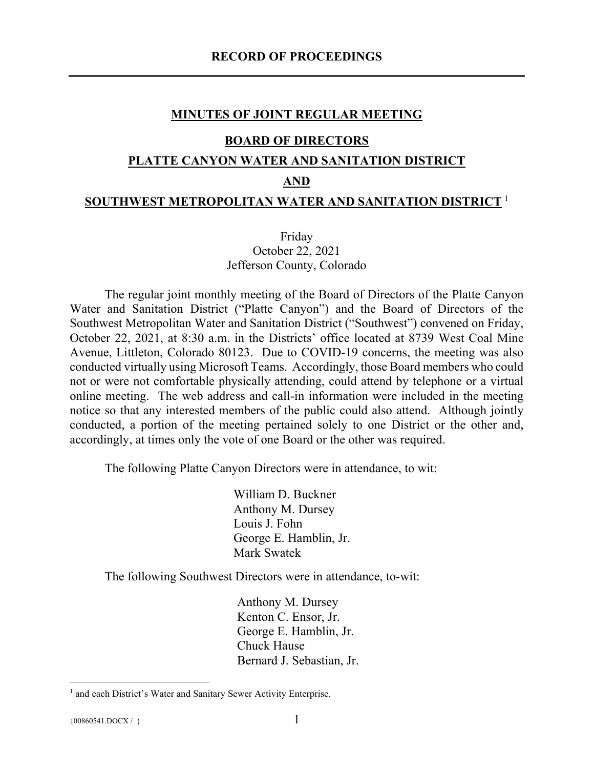# RECORD OF PROCEEDINGS

## MINUTES OF JOINT REGULAR MEETING

## BOARD OF DIRECTORS

## PLATTE CANYON WATER AND SANITATION DISTRICT

## AND

## SOUTHWEST METROPOLITAN WATER AND SANITATION DISTRICT [1]

Friday
October 22, 2021
Jefferson County, Colorado

The regular joint monthly meeting of the Board of Directors of the Platte Canyon Water and Sanitation District ("Platte Canyon") and the Board of Directors of the Southwest Metropolitan Water and Sanitation District ("Southwest") convened on Friday, October 22, 2021, at 8:30 a.m. in the Districts' office located at 8739 West Coal Mine Avenue, Littleton, Colorado 80123. Due to COVID-19 concerns, the meeting was also conducted virtually using Microsoft Teams. Accordingly, those Board members who could not or were not comfortable physically attending, could attend by telephone or a virtual online meeting. The web address and call-in information were included in the meeting notice so that any interested members of the public could also attend. Although jointly conducted, a portion of the meeting pertained solely to one District or the other and, accordingly, at times only the vote of one Board or the other was required.

The following Platte Canyon Directors were in attendance, to wit:

William D. Buckner
Anthony M. Dursey
Louis J. Fohn
George E. Hamblin, Jr.
Mark Swatek

The following Southwest Directors were in attendance, to-wit:

Anthony M. Dursey
Kenton C. Ensor, Jr.
George E. Hamblin, Jr.
Chuck Hause
Bernard J. Sebastian, Jr.

---

[1] and each District's Water and Sanitary Sewer Activity Enterprise.

{00860541.DOCX / }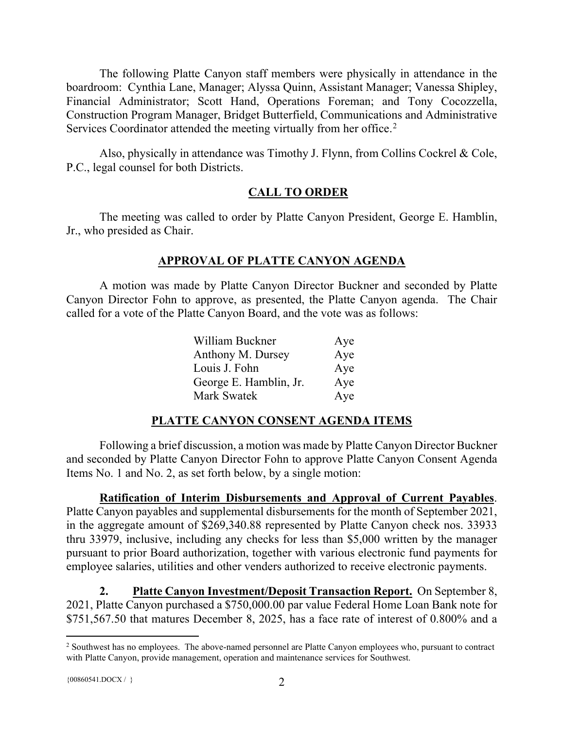The following Platte Canyon staff members were physically in attendance in the boardroom: Cynthia Lane, Manager; Alyssa Quinn, Assistant Manager; Vanessa Shipley, Financial Administrator; Scott Hand, Operations Foreman; and Tony Cocozzella, Construction Program Manager, Bridget Butterfield, Communications and Administrative Services Coordinator attended the meeting virtually from her office.[2]

Also, physically in attendance was Timothy J. Flynn, from Collins Cockrel & Cole, P.C., legal counsel for both Districts.

## CALL TO ORDER

The meeting was called to order by Platte Canyon President, George E. Hamblin, Jr., who presided as Chair.

## APPROVAL OF PLATTE CANYON AGENDA

A motion was made by Platte Canyon Director Buckner and seconded by Platte Canyon Director Fohn to approve, as presented, the Platte Canyon agenda. The Chair called for a vote of the Platte Canyon Board, and the vote was as follows:

| | |
|---|---|
| William Buckner | Aye |
| Anthony M. Dursey | Aye |
| Louis J. Fohn | Aye |
| George E. Hamblin, Jr. | Aye |
| Mark Swatek | Aye |

## PLATTE CANYON CONSENT AGENDA ITEMS

Following a brief discussion, a motion was made by Platte Canyon Director Buckner and seconded by Platte Canyon Director Fohn to approve Platte Canyon Consent Agenda Items No. 1 and No. 2, as set forth below, by a single motion:

**Ratification of Interim Disbursements and Approval of Current Payables**. Platte Canyon payables and supplemental disbursements for the month of September 2021, in the aggregate amount of $269,340.88 represented by Platte Canyon check nos. 33933 thru 33979, inclusive, including any checks for less than $5,000 written by the manager pursuant to prior Board authorization, together with various electronic fund payments for employee salaries, utilities and other venders authorized to receive electronic payments.

**2. Platte Canyon Investment/Deposit Transaction Report.** On September 8, 2021, Platte Canyon purchased a $750,000.00 par value Federal Home Loan Bank note for $751,567.50 that matures December 8, 2025, has a face rate of interest of 0.800% and a

[2] Southwest has no employees. The above-named personnel are Platte Canyon employees who, pursuant to contract with Platte Canyon, provide management, operation and maintenance services for Southwest.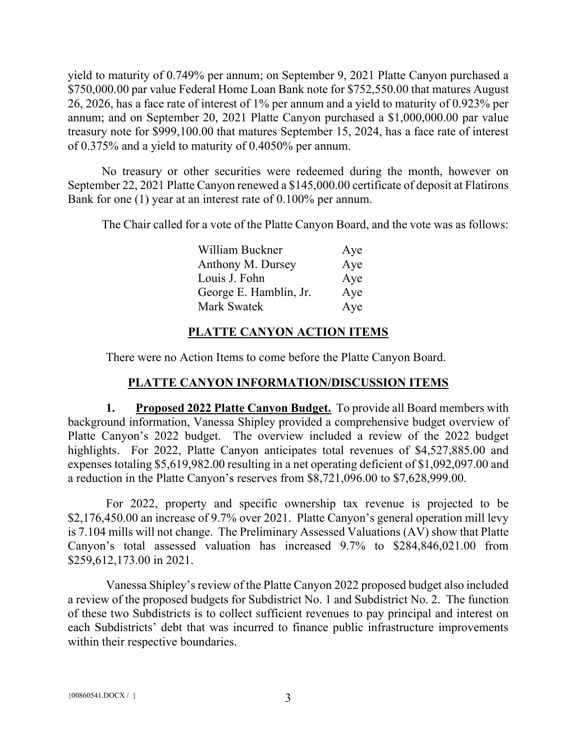yield to maturity of 0.749% per annum; on September 9, 2021 Platte Canyon purchased a $750,000.00 par value Federal Home Loan Bank note for $752,550.00 that matures August 26, 2026, has a face rate of interest of 1% per annum and a yield to maturity of 0.923% per annum; and on September 20, 2021 Platte Canyon purchased a $1,000,000.00 par value treasury note for $999,100.00 that matures September 15, 2024, has a face rate of interest of 0.375% and a yield to maturity of 0.4050% per annum.

No treasury or other securities were redeemed during the month, however on September 22, 2021 Platte Canyon renewed a $145,000.00 certificate of deposit at Flatirons Bank for one (1) year at an interest rate of 0.100% per annum.

The Chair called for a vote of the Platte Canyon Board, and the vote was as follows:

| | |
|---|---|
| William Buckner | Aye |
| Anthony M. Dursey | Aye |
| Louis J. Fohn | Aye |
| George E. Hamblin, Jr. | Aye |
| Mark Swatek | Aye |

## PLATTE CANYON ACTION ITEMS

There were no Action Items to come before the Platte Canyon Board.

## PLATTE CANYON INFORMATION/DISCUSSION ITEMS

**1. Proposed 2022 Platte Canyon Budget.** To provide all Board members with background information, Vanessa Shipley provided a comprehensive budget overview of Platte Canyon's 2022 budget. The overview included a review of the 2022 budget highlights. For 2022, Platte Canyon anticipates total revenues of $4,527,885.00 and expenses totaling $5,619,982.00 resulting in a net operating deficient of $1,092,097.00 and a reduction in the Platte Canyon's reserves from $8,721,096.00 to $7,628,999.00.

For 2022, property and specific ownership tax revenue is projected to be $2,176,450.00 an increase of 9.7% over 2021. Platte Canyon's general operation mill levy is 7.104 mills will not change. The Preliminary Assessed Valuations (AV) show that Platte Canyon's total assessed valuation has increased 9.7% to $284,846,021.00 from $259,612,173.00 in 2021.

Vanessa Shipley's review of the Platte Canyon 2022 proposed budget also included a review of the proposed budgets for Subdistrict No. 1 and Subdistrict No. 2. The function of these two Subdistricts is to collect sufficient revenues to pay principal and interest on each Subdistricts' debt that was incurred to finance public infrastructure improvements within their respective boundaries.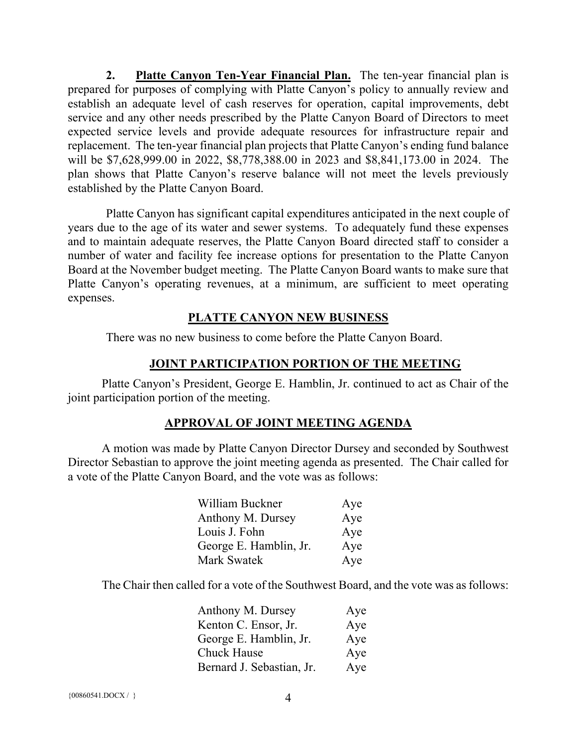**2. Platte Canyon Ten-Year Financial Plan.** The ten-year financial plan is prepared for purposes of complying with Platte Canyon's policy to annually review and establish an adequate level of cash reserves for operation, capital improvements, debt service and any other needs prescribed by the Platte Canyon Board of Directors to meet expected service levels and provide adequate resources for infrastructure repair and replacement. The ten-year financial plan projects that Platte Canyon's ending fund balance will be $7,628,999.00 in 2022, $8,778,388.00 in 2023 and $8,841,173.00 in 2024. The plan shows that Platte Canyon's reserve balance will not meet the levels previously established by the Platte Canyon Board.

Platte Canyon has significant capital expenditures anticipated in the next couple of years due to the age of its water and sewer systems. To adequately fund these expenses and to maintain adequate reserves, the Platte Canyon Board directed staff to consider a number of water and facility fee increase options for presentation to the Platte Canyon Board at the November budget meeting. The Platte Canyon Board wants to make sure that Platte Canyon's operating revenues, at a minimum, are sufficient to meet operating expenses.

## PLATTE CANYON NEW BUSINESS

There was no new business to come before the Platte Canyon Board.

## JOINT PARTICIPATION PORTION OF THE MEETING

Platte Canyon's President, George E. Hamblin, Jr. continued to act as Chair of the joint participation portion of the meeting.

## APPROVAL OF JOINT MEETING AGENDA

A motion was made by Platte Canyon Director Dursey and seconded by Southwest Director Sebastian to approve the joint meeting agenda as presented. The Chair called for a vote of the Platte Canyon Board, and the vote was as follows:

| | |
|---|---|
| William Buckner | Aye |
| Anthony M. Dursey | Aye |
| Louis J. Fohn | Aye |
| George E. Hamblin, Jr. | Aye |
| Mark Swatek | Aye |

The Chair then called for a vote of the Southwest Board, and the vote was as follows:

| | |
|---|---|
| Anthony M. Dursey | Aye |
| Kenton C. Ensor, Jr. | Aye |
| George E. Hamblin, Jr. | Aye |
| Chuck Hause | Aye |
| Bernard J. Sebastian, Jr. | Aye |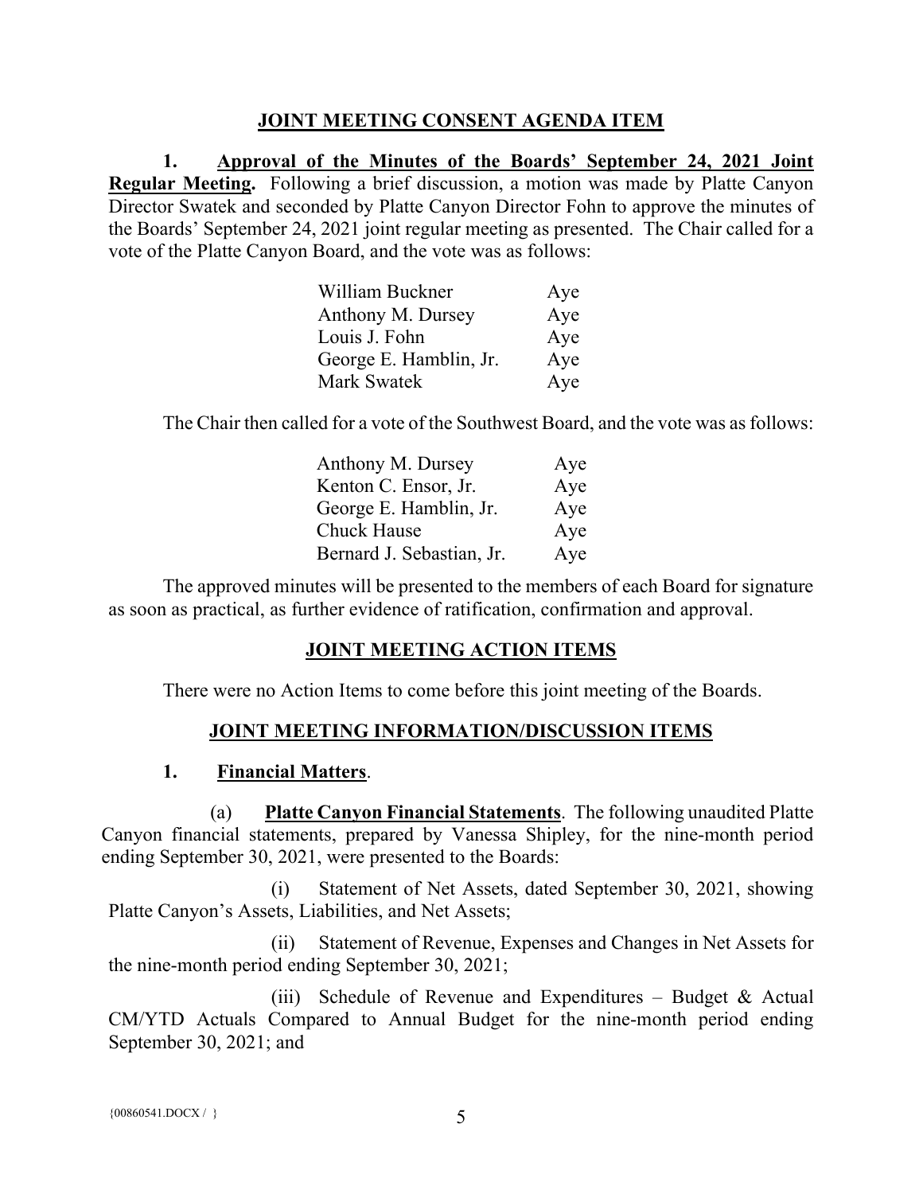## JOINT MEETING CONSENT AGENDA ITEM

**1. Approval of the Minutes of the Boards' September 24, 2021 Joint Regular Meeting.** Following a brief discussion, a motion was made by Platte Canyon Director Swatek and seconded by Platte Canyon Director Fohn to approve the minutes of the Boards' September 24, 2021 joint regular meeting as presented. The Chair called for a vote of the Platte Canyon Board, and the vote was as follows:

| | |
|---|---|
| William Buckner | Aye |
| Anthony M. Dursey | Aye |
| Louis J. Fohn | Aye |
| George E. Hamblin, Jr. | Aye |
| Mark Swatek | Aye |

The Chair then called for a vote of the Southwest Board, and the vote was as follows:

| | |
|---|---|
| Anthony M. Dursey | Aye |
| Kenton C. Ensor, Jr. | Aye |
| George E. Hamblin, Jr. | Aye |
| Chuck Hause | Aye |
| Bernard J. Sebastian, Jr. | Aye |

The approved minutes will be presented to the members of each Board for signature as soon as practical, as further evidence of ratification, confirmation and approval.

## JOINT MEETING ACTION ITEMS

There were no Action Items to come before this joint meeting of the Boards.

## JOINT MEETING INFORMATION/DISCUSSION ITEMS

**1. Financial Matters.**

(a) **Platte Canyon Financial Statements**. The following unaudited Platte Canyon financial statements, prepared by Vanessa Shipley, for the nine-month period ending September 30, 2021, were presented to the Boards:

(i) Statement of Net Assets, dated September 30, 2021, showing Platte Canyon's Assets, Liabilities, and Net Assets;

(ii) Statement of Revenue, Expenses and Changes in Net Assets for the nine-month period ending September 30, 2021;

(iii) Schedule of Revenue and Expenditures – Budget & Actual CM/YTD Actuals Compared to Annual Budget for the nine-month period ending September 30, 2021; and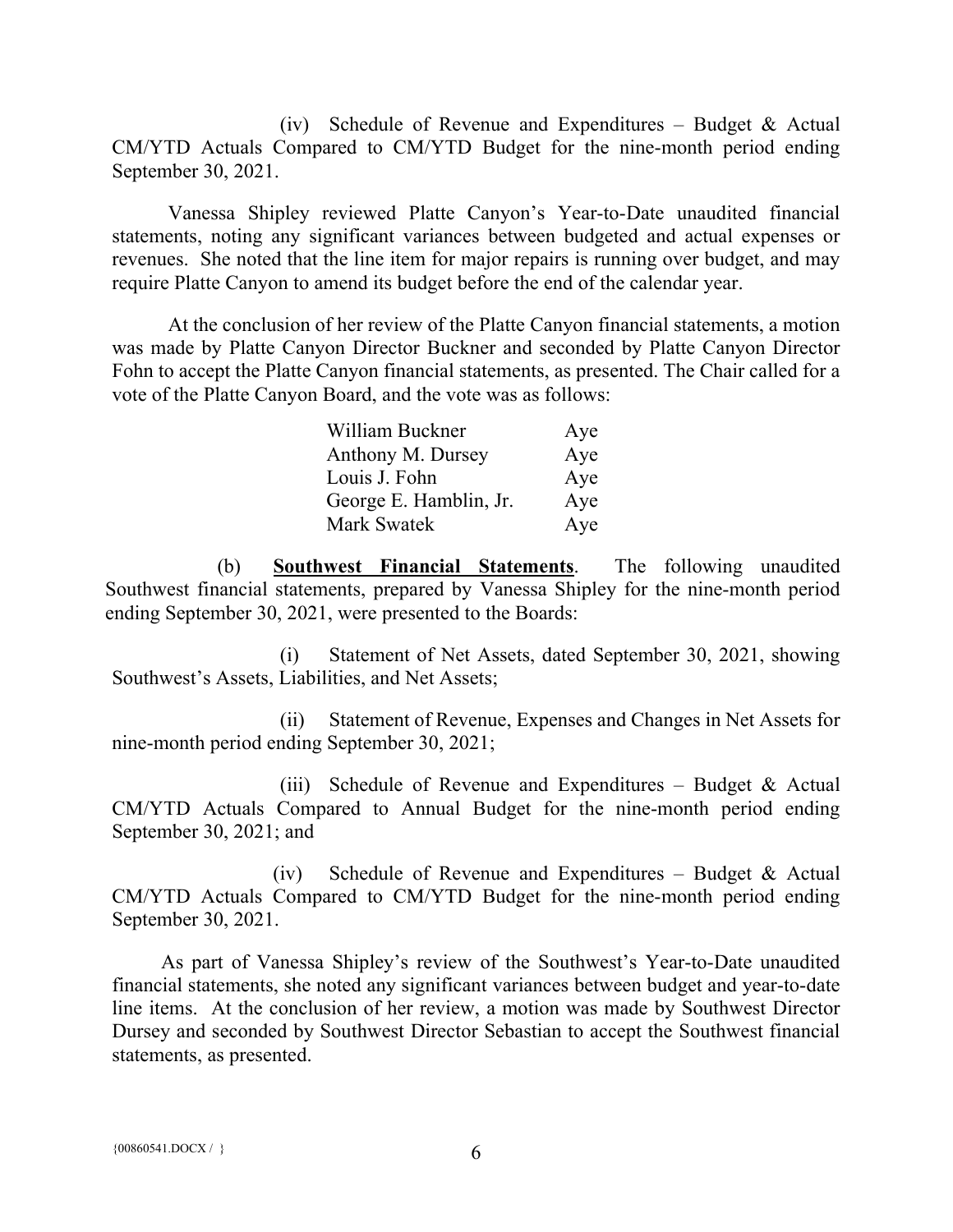(iv) Schedule of Revenue and Expenditures – Budget & Actual CM/YTD Actuals Compared to CM/YTD Budget for the nine-month period ending September 30, 2021.

Vanessa Shipley reviewed Platte Canyon's Year-to-Date unaudited financial statements, noting any significant variances between budgeted and actual expenses or revenues. She noted that the line item for major repairs is running over budget, and may require Platte Canyon to amend its budget before the end of the calendar year.

At the conclusion of her review of the Platte Canyon financial statements, a motion was made by Platte Canyon Director Buckner and seconded by Platte Canyon Director Fohn to accept the Platte Canyon financial statements, as presented. The Chair called for a vote of the Platte Canyon Board, and the vote was as follows:

| | |
|---|---|
| William Buckner | Aye |
| Anthony M. Dursey | Aye |
| Louis J. Fohn | Aye |
| George E. Hamblin, Jr. | Aye |
| Mark Swatek | Aye |

(b) **Southwest Financial Statements**. The following unaudited Southwest financial statements, prepared by Vanessa Shipley for the nine-month period ending September 30, 2021, were presented to the Boards:

(i) Statement of Net Assets, dated September 30, 2021, showing Southwest's Assets, Liabilities, and Net Assets;

(ii) Statement of Revenue, Expenses and Changes in Net Assets for nine-month period ending September 30, 2021;

(iii) Schedule of Revenue and Expenditures – Budget & Actual CM/YTD Actuals Compared to Annual Budget for the nine-month period ending September 30, 2021; and

(iv) Schedule of Revenue and Expenditures – Budget & Actual CM/YTD Actuals Compared to CM/YTD Budget for the nine-month period ending September 30, 2021.

As part of Vanessa Shipley's review of the Southwest's Year-to-Date unaudited financial statements, she noted any significant variances between budget and year-to-date line items. At the conclusion of her review, a motion was made by Southwest Director Dursey and seconded by Southwest Director Sebastian to accept the Southwest financial statements, as presented.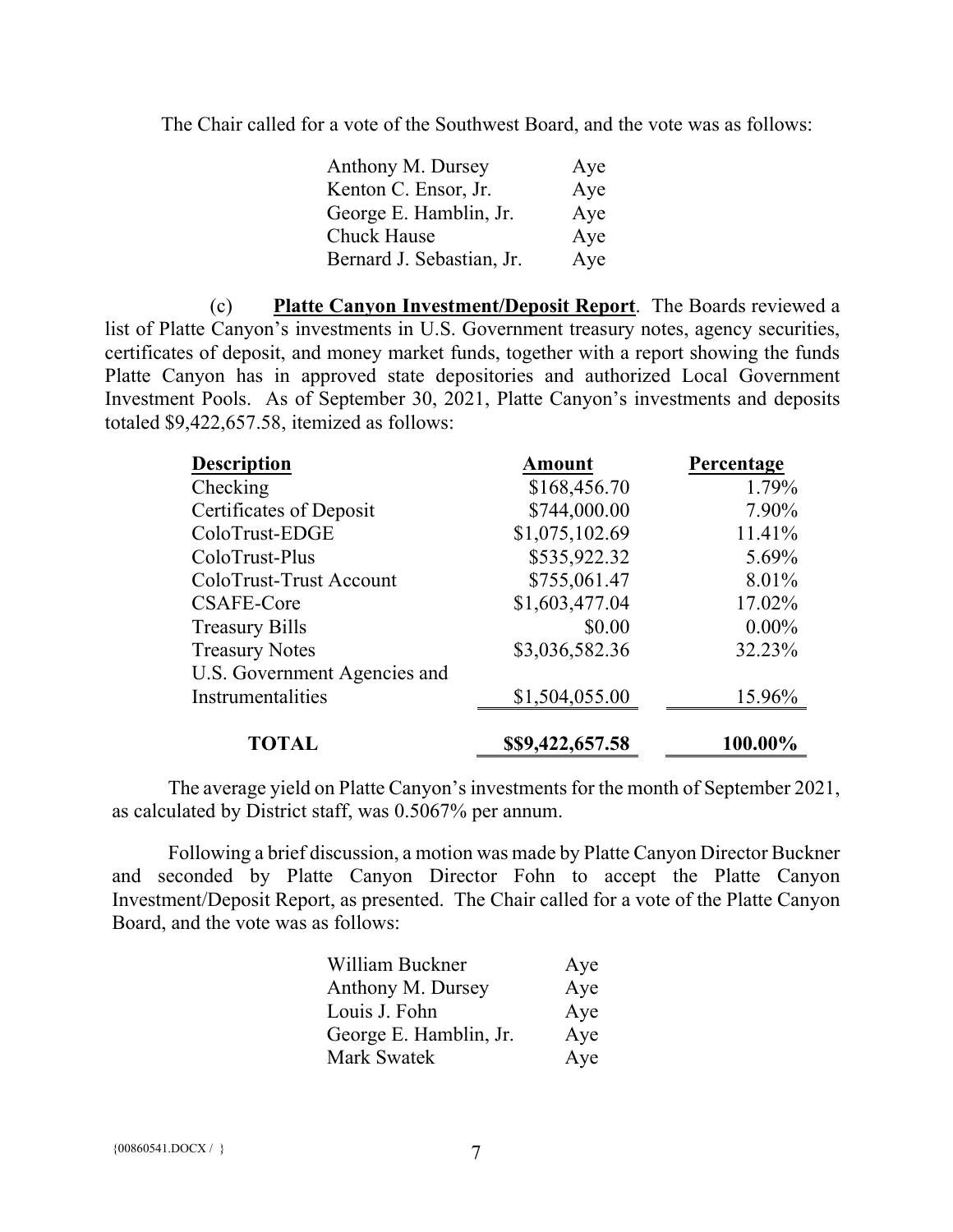The Chair called for a vote of the Southwest Board, and the vote was as follows:

| | |
|---|---|
| Anthony M. Dursey | Aye |
| Kenton C. Ensor, Jr. | Aye |
| George E. Hamblin, Jr. | Aye |
| Chuck Hause | Aye |
| Bernard J. Sebastian, Jr. | Aye |

(c) **Platte Canyon Investment/Deposit Report**. The Boards reviewed a list of Platte Canyon's investments in U.S. Government treasury notes, agency securities, certificates of deposit, and money market funds, together with a report showing the funds Platte Canyon has in approved state depositories and authorized Local Government Investment Pools. As of September 30, 2021, Platte Canyon's investments and deposits totaled $9,422,657.58, itemized as follows:

| Description | Amount | Percentage |
|---|---|---|
| Checking | $168,456.70 | 1.79% |
| Certificates of Deposit | $744,000.00 | 7.90% |
| ColoTrust-EDGE | $1,075,102.69 | 11.41% |
| ColoTrust-Plus | $535,922.32 | 5.69% |
| ColoTrust-Trust Account | $755,061.47 | 8.01% |
| CSAFE-Core | $1,603,477.04 | 17.02% |
| Treasury Bills | $0.00 | 0.00% |
| Treasury Notes | $3,036,582.36 | 32.23% |
| U.S. Government Agencies and Instrumentalities | $1,504,055.00 | 15.96% |
| **TOTAL** | **$$9,422,657.58** | **100.00%** |

The average yield on Platte Canyon's investments for the month of September 2021, as calculated by District staff, was 0.5067% per annum.

Following a brief discussion, a motion was made by Platte Canyon Director Buckner and seconded by Platte Canyon Director Fohn to accept the Platte Canyon Investment/Deposit Report, as presented. The Chair called for a vote of the Platte Canyon Board, and the vote was as follows:

| | |
|---|---|
| William Buckner | Aye |
| Anthony M. Dursey | Aye |
| Louis J. Fohn | Aye |
| George E. Hamblin, Jr. | Aye |
| Mark Swatek | Aye |

{00860541.DOCX / }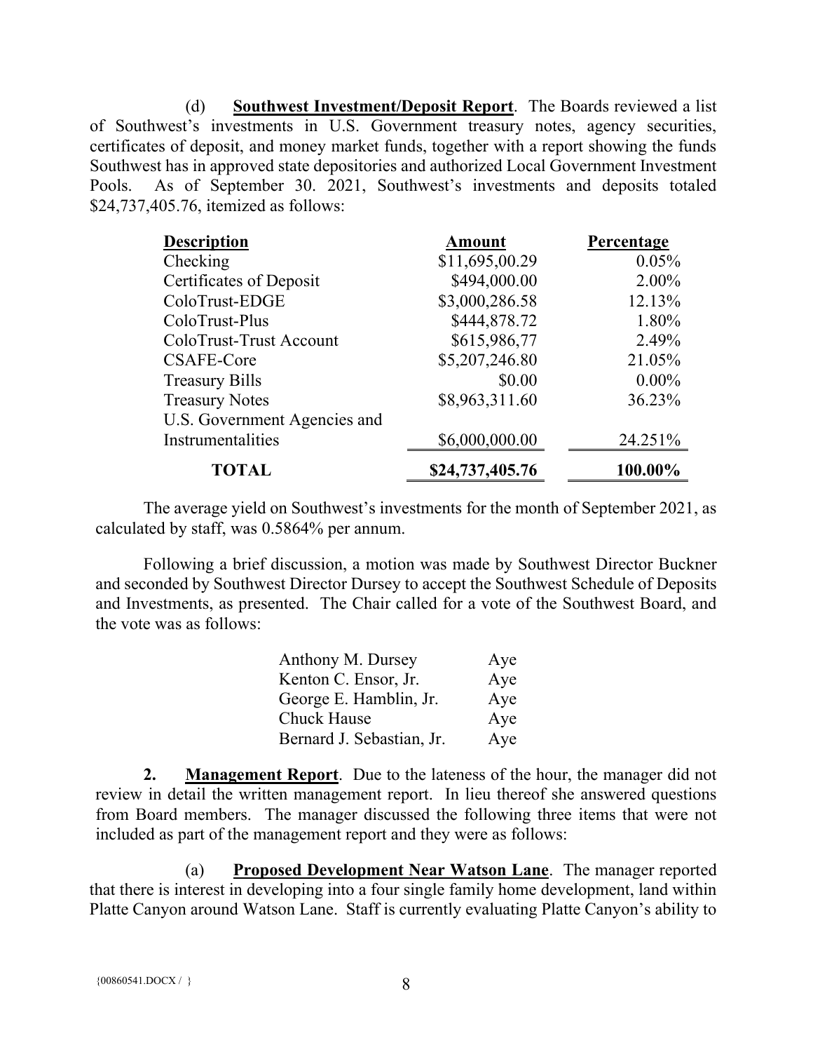(d) **Southwest Investment/Deposit Report**. The Boards reviewed a list of Southwest's investments in U.S. Government treasury notes, agency securities, certificates of deposit, and money market funds, together with a report showing the funds Southwest has in approved state depositories and authorized Local Government Investment Pools. As of September 30. 2021, Southwest's investments and deposits totaled $24,737,405.76, itemized as follows:

| Description | Amount | Percentage |
|---|---|---|
| Checking | $11,695,00.29 | 0.05% |
| Certificates of Deposit | $494,000.00 | 2.00% |
| ColoTrust-EDGE | $3,000,286.58 | 12.13% |
| ColoTrust-Plus | $444,878.72 | 1.80% |
| ColoTrust-Trust Account | $615,986,77 | 2.49% |
| CSAFE-Core | $5,207,246.80 | 21.05% |
| Treasury Bills | $0.00 | 0.00% |
| Treasury Notes | $8,963,311.60 | 36.23% |
| U.S. Government Agencies and Instrumentalities | $6,000,000.00 | 24.251% |
| **TOTAL** | **$24,737,405.76** | **100.00%** |

The average yield on Southwest's investments for the month of September 2021, as calculated by staff, was 0.5864% per annum.

Following a brief discussion, a motion was made by Southwest Director Buckner and seconded by Southwest Director Dursey to accept the Southwest Schedule of Deposits and Investments, as presented. The Chair called for a vote of the Southwest Board, and the vote was as follows:

| | |
|---|---|
| Anthony M. Dursey | Aye |
| Kenton C. Ensor, Jr. | Aye |
| George E. Hamblin, Jr. | Aye |
| Chuck Hause | Aye |
| Bernard J. Sebastian, Jr. | Aye |

**2. Management Report**. Due to the lateness of the hour, the manager did not review in detail the written management report. In lieu thereof she answered questions from Board members. The manager discussed the following three items that were not included as part of the management report and they were as follows:

(a) **Proposed Development Near Watson Lane**. The manager reported that there is interest in developing into a four single family home development, land within Platte Canyon around Watson Lane. Staff is currently evaluating Platte Canyon's ability to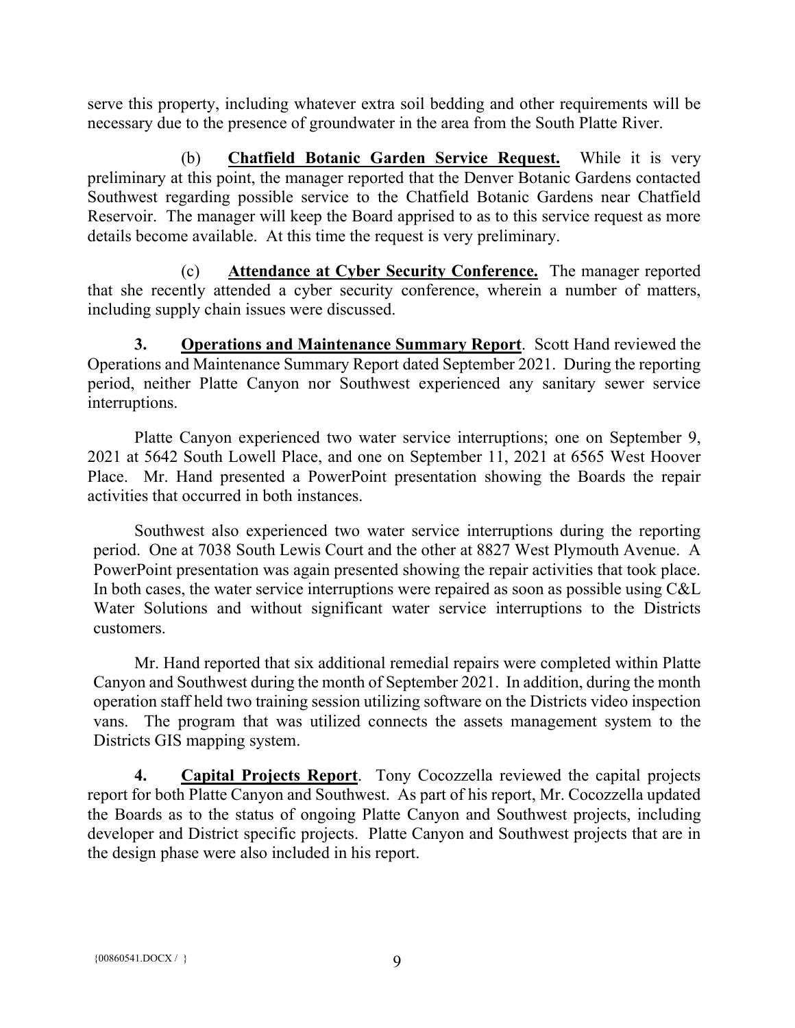serve this property, including whatever extra soil bedding and other requirements will be necessary due to the presence of groundwater in the area from the South Platte River.

(b) **Chatfield Botanic Garden Service Request.** While it is very preliminary at this point, the manager reported that the Denver Botanic Gardens contacted Southwest regarding possible service to the Chatfield Botanic Gardens near Chatfield Reservoir. The manager will keep the Board apprised to as to this service request as more details become available. At this time the request is very preliminary.

(c) **Attendance at Cyber Security Conference.** The manager reported that she recently attended a cyber security conference, wherein a number of matters, including supply chain issues were discussed.

**3. Operations and Maintenance Summary Report**. Scott Hand reviewed the Operations and Maintenance Summary Report dated September 2021. During the reporting period, neither Platte Canyon nor Southwest experienced any sanitary sewer service interruptions.

Platte Canyon experienced two water service interruptions; one on September 9, 2021 at 5642 South Lowell Place, and one on September 11, 2021 at 6565 West Hoover Place. Mr. Hand presented a PowerPoint presentation showing the Boards the repair activities that occurred in both instances.

Southwest also experienced two water service interruptions during the reporting period. One at 7038 South Lewis Court and the other at 8827 West Plymouth Avenue. A PowerPoint presentation was again presented showing the repair activities that took place. In both cases, the water service interruptions were repaired as soon as possible using C&L Water Solutions and without significant water service interruptions to the Districts customers.

Mr. Hand reported that six additional remedial repairs were completed within Platte Canyon and Southwest during the month of September 2021. In addition, during the month operation staff held two training session utilizing software on the Districts video inspection vans. The program that was utilized connects the assets management system to the Districts GIS mapping system.

**4. Capital Projects Report**. Tony Cocozzella reviewed the capital projects report for both Platte Canyon and Southwest. As part of his report, Mr. Cocozzella updated the Boards as to the status of ongoing Platte Canyon and Southwest projects, including developer and District specific projects. Platte Canyon and Southwest projects that are in the design phase were also included in his report.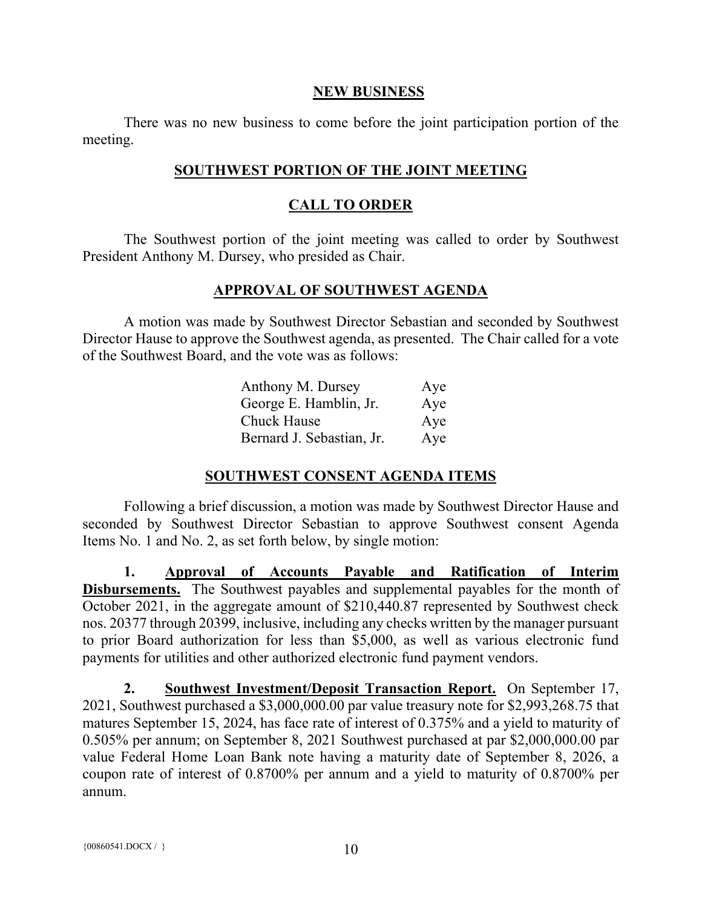## NEW BUSINESS

There was no new business to come before the joint participation portion of the meeting.

## SOUTHWEST PORTION OF THE JOINT MEETING

## CALL TO ORDER

The Southwest portion of the joint meeting was called to order by Southwest President Anthony M. Dursey, who presided as Chair.

## APPROVAL OF SOUTHWEST AGENDA

A motion was made by Southwest Director Sebastian and seconded by Southwest Director Hause to approve the Southwest agenda, as presented. The Chair called for a vote of the Southwest Board, and the vote was as follows:

| | |
|---|---|
| Anthony M. Dursey | Aye |
| George E. Hamblin, Jr. | Aye |
| Chuck Hause | Aye |
| Bernard J. Sebastian, Jr. | Aye |

## SOUTHWEST CONSENT AGENDA ITEMS

Following a brief discussion, a motion was made by Southwest Director Hause and seconded by Southwest Director Sebastian to approve Southwest consent Agenda Items No. 1 and No. 2, as set forth below, by single motion:

**1. Approval of Accounts Payable and Ratification of Interim Disbursements.** The Southwest payables and supplemental payables for the month of October 2021, in the aggregate amount of $210,440.87 represented by Southwest check nos. 20377 through 20399, inclusive, including any checks written by the manager pursuant to prior Board authorization for less than $5,000, as well as various electronic fund payments for utilities and other authorized electronic fund payment vendors.

**2. Southwest Investment/Deposit Transaction Report.** On September 17, 2021, Southwest purchased a $3,000,000.00 par value treasury note for $2,993,268.75 that matures September 15, 2024, has face rate of interest of 0.375% and a yield to maturity of 0.505% per annum; on September 8, 2021 Southwest purchased at par $2,000,000.00 par value Federal Home Loan Bank note having a maturity date of September 8, 2026, a coupon rate of interest of 0.8700% per annum and a yield to maturity of 0.8700% per annum.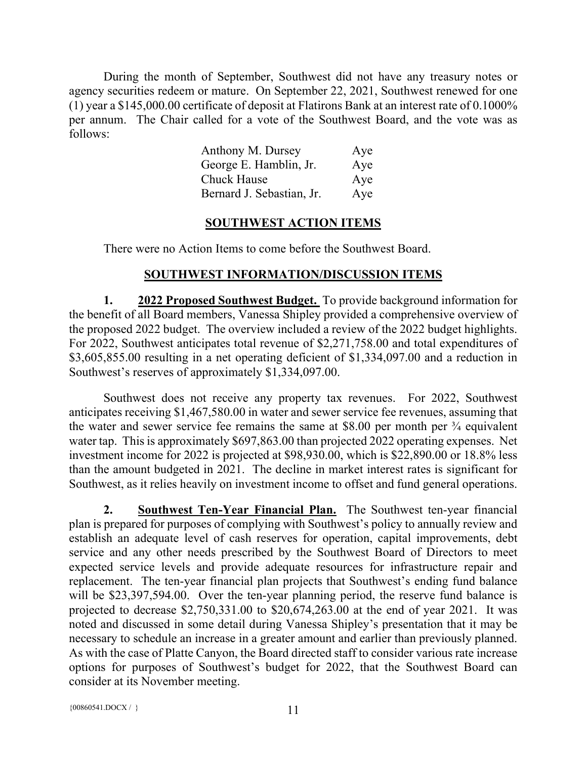During the month of September, Southwest did not have any treasury notes or agency securities redeem or mature. On September 22, 2021, Southwest renewed for one (1) year a $145,000.00 certificate of deposit at Flatirons Bank at an interest rate of 0.1000% per annum. The Chair called for a vote of the Southwest Board, and the vote was as follows:

| | |
|---|---|
| Anthony M. Dursey | Aye |
| George E. Hamblin, Jr. | Aye |
| Chuck Hause | Aye |
| Bernard J. Sebastian, Jr. | Aye |

## SOUTHWEST ACTION ITEMS

There were no Action Items to come before the Southwest Board.

## SOUTHWEST INFORMATION/DISCUSSION ITEMS

**1. 2022 Proposed Southwest Budget.** To provide background information for the benefit of all Board members, Vanessa Shipley provided a comprehensive overview of the proposed 2022 budget. The overview included a review of the 2022 budget highlights. For 2022, Southwest anticipates total revenue of $2,271,758.00 and total expenditures of $3,605,855.00 resulting in a net operating deficient of $1,334,097.00 and a reduction in Southwest's reserves of approximately $1,334,097.00.

Southwest does not receive any property tax revenues. For 2022, Southwest anticipates receiving $1,467,580.00 in water and sewer service fee revenues, assuming that the water and sewer service fee remains the same at $8.00 per month per ¾ equivalent water tap. This is approximately $697,863.00 than projected 2022 operating expenses. Net investment income for 2022 is projected at $98,930.00, which is $22,890.00 or 18.8% less than the amount budgeted in 2021. The decline in market interest rates is significant for Southwest, as it relies heavily on investment income to offset and fund general operations.

**2. Southwest Ten-Year Financial Plan.** The Southwest ten-year financial plan is prepared for purposes of complying with Southwest's policy to annually review and establish an adequate level of cash reserves for operation, capital improvements, debt service and any other needs prescribed by the Southwest Board of Directors to meet expected service levels and provide adequate resources for infrastructure repair and replacement. The ten-year financial plan projects that Southwest's ending fund balance will be $23,397,594.00. Over the ten-year planning period, the reserve fund balance is projected to decrease $2,750,331.00 to $20,674,263.00 at the end of year 2021. It was noted and discussed in some detail during Vanessa Shipley's presentation that it may be necessary to schedule an increase in a greater amount and earlier than previously planned. As with the case of Platte Canyon, the Board directed staff to consider various rate increase options for purposes of Southwest's budget for 2022, that the Southwest Board can consider at its November meeting.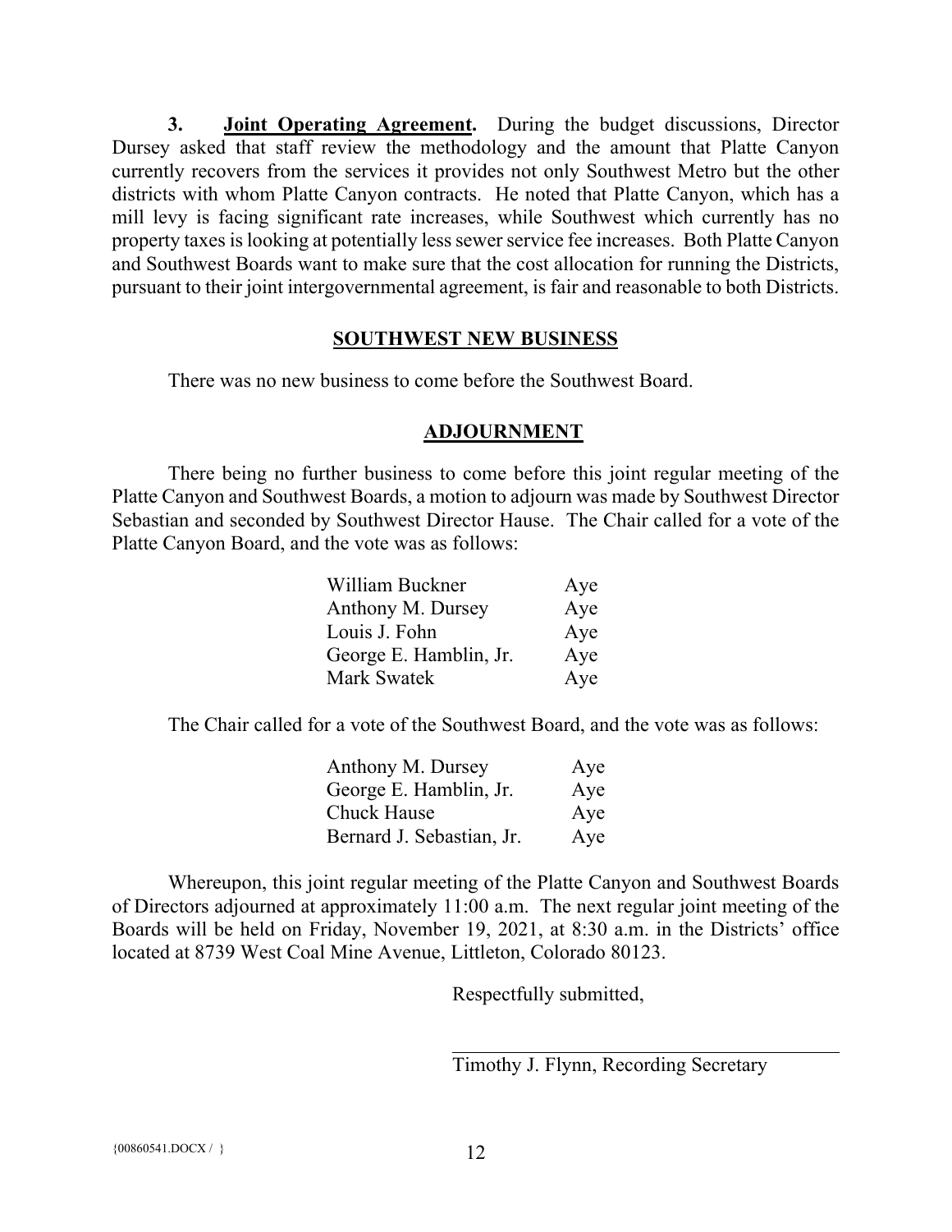**3. Joint Operating Agreement.** During the budget discussions, Director Dursey asked that staff review the methodology and the amount that Platte Canyon currently recovers from the services it provides not only Southwest Metro but the other districts with whom Platte Canyon contracts. He noted that Platte Canyon, which has a mill levy is facing significant rate increases, while Southwest which currently has no property taxes is looking at potentially less sewer service fee increases. Both Platte Canyon and Southwest Boards want to make sure that the cost allocation for running the Districts, pursuant to their joint intergovernmental agreement, is fair and reasonable to both Districts.

## SOUTHWEST NEW BUSINESS

There was no new business to come before the Southwest Board.

## ADJOURNMENT

There being no further business to come before this joint regular meeting of the Platte Canyon and Southwest Boards, a motion to adjourn was made by Southwest Director Sebastian and seconded by Southwest Director Hause. The Chair called for a vote of the Platte Canyon Board, and the vote was as follows:

| | |
|---|---|
| William Buckner | Aye |
| Anthony M. Dursey | Aye |
| Louis J. Fohn | Aye |
| George E. Hamblin, Jr. | Aye |
| Mark Swatek | Aye |

The Chair called for a vote of the Southwest Board, and the vote was as follows:

| | |
|---|---|
| Anthony M. Dursey | Aye |
| George E. Hamblin, Jr. | Aye |
| Chuck Hause | Aye |
| Bernard J. Sebastian, Jr. | Aye |

Whereupon, this joint regular meeting of the Platte Canyon and Southwest Boards of Directors adjourned at approximately 11:00 a.m. The next regular joint meeting of the Boards will be held on Friday, November 19, 2021, at 8:30 a.m. in the Districts' office located at 8739 West Coal Mine Avenue, Littleton, Colorado 80123.

Respectfully submitted,

Timothy J. Flynn, Recording Secretary

{00860541.DOCX / }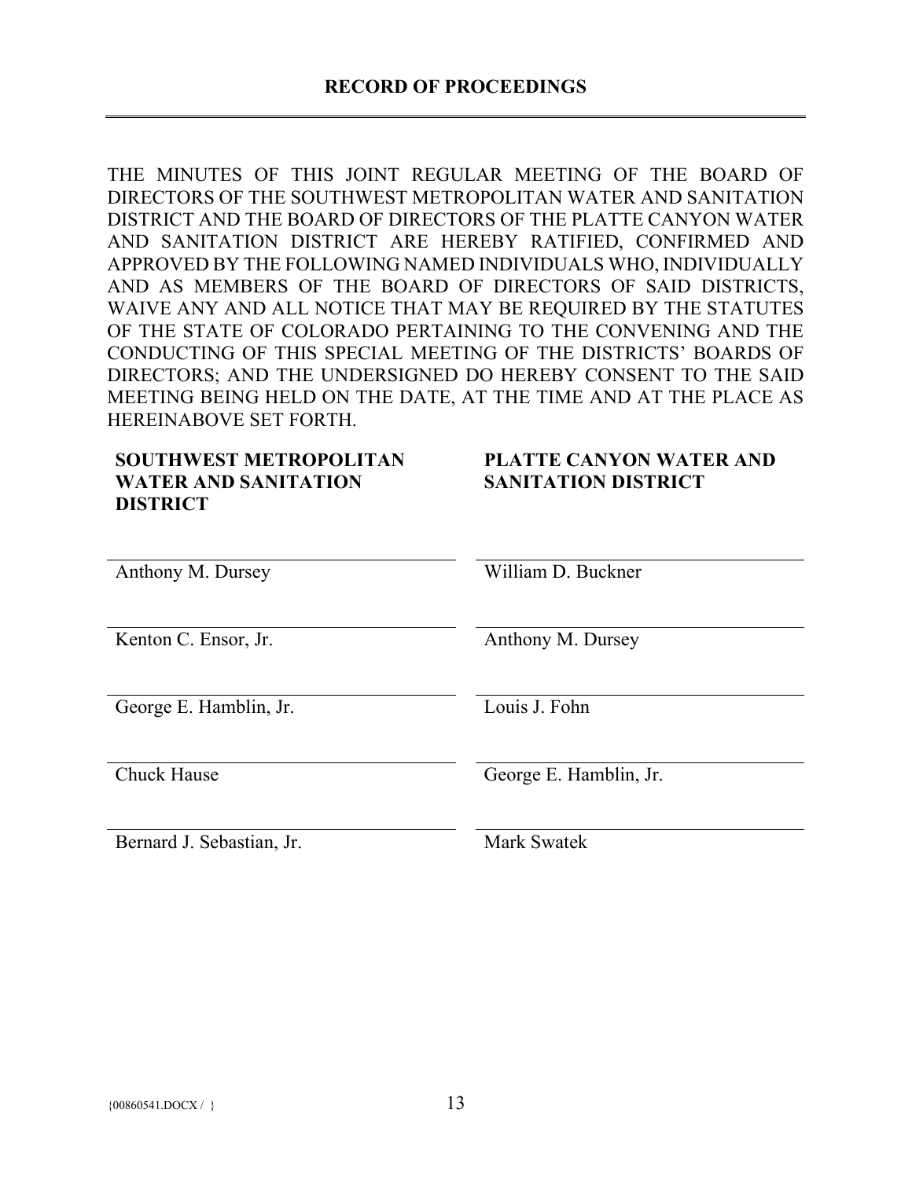## RECORD OF PROCEEDINGS

THE MINUTES OF THIS JOINT REGULAR MEETING OF THE BOARD OF DIRECTORS OF THE SOUTHWEST METROPOLITAN WATER AND SANITATION DISTRICT AND THE BOARD OF DIRECTORS OF THE PLATTE CANYON WATER AND SANITATION DISTRICT ARE HEREBY RATIFIED, CONFIRMED AND APPROVED BY THE FOLLOWING NAMED INDIVIDUALS WHO, INDIVIDUALLY AND AS MEMBERS OF THE BOARD OF DIRECTORS OF SAID DISTRICTS, WAIVE ANY AND ALL NOTICE THAT MAY BE REQUIRED BY THE STATUTES OF THE STATE OF COLORADO PERTAINING TO THE CONVENING AND THE CONDUCTING OF THIS SPECIAL MEETING OF THE DISTRICTS' BOARDS OF DIRECTORS; AND THE UNDERSIGNED DO HEREBY CONSENT TO THE SAID MEETING BEING HELD ON THE DATE, AT THE TIME AND AT THE PLACE AS HEREINABOVE SET FORTH.

| **SOUTHWEST METROPOLITAN WATER AND SANITATION DISTRICT** | **PLATTE CANYON WATER AND SANITATION DISTRICT** |
|---|---|
| Anthony M. Dursey | William D. Buckner |
| Kenton C. Ensor, Jr. | Anthony M. Dursey |
| George E. Hamblin, Jr. | Louis J. Fohn |
| Chuck Hause | George E. Hamblin, Jr. |
| Bernard J. Sebastian, Jr. | Mark Swatek |

{00860541.DOCX / }